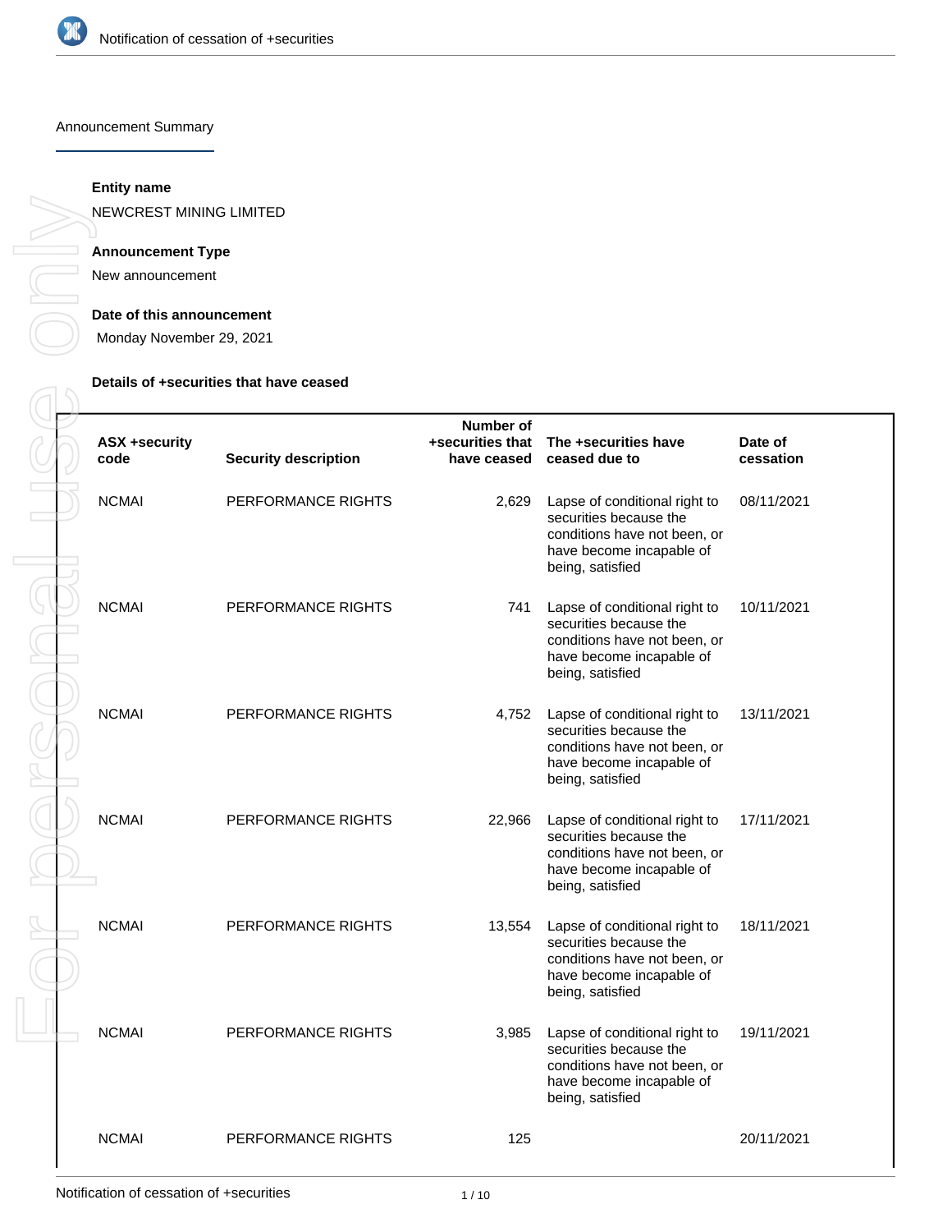Announcement Summary

**Entity name**

NEWCREST MINING LIMITED

**Announcement Type**

New announcement

**Date of this announcement**

Monday November 29, 2021

**Details of +securities that have ceased**

| ASX +security code | Security description | Number of +securities that have ceased | The +securities have ceased due to | Date of cessation |
|---|---|---|---|---|
| NCMAI | PERFORMANCE RIGHTS | 2,629 | Lapse of conditional right to securities because the conditions have not been, or have become incapable of being, satisfied | 08/11/2021 |
| NCMAI | PERFORMANCE RIGHTS | 741 | Lapse of conditional right to securities because the conditions have not been, or have become incapable of being, satisfied | 10/11/2021 |
| NCMAI | PERFORMANCE RIGHTS | 4,752 | Lapse of conditional right to securities because the conditions have not been, or have become incapable of being, satisfied | 13/11/2021 |
| NCMAI | PERFORMANCE RIGHTS | 22,966 | Lapse of conditional right to securities because the conditions have not been, or have become incapable of being, satisfied | 17/11/2021 |
| NCMAI | PERFORMANCE RIGHTS | 13,554 | Lapse of conditional right to securities because the conditions have not been, or have become incapable of being, satisfied | 18/11/2021 |
| NCMAI | PERFORMANCE RIGHTS | 3,985 | Lapse of conditional right to securities because the conditions have not been, or have become incapable of being, satisfied | 19/11/2021 |
| NCMAI | PERFORMANCE RIGHTS | 125 | | 20/11/2021 |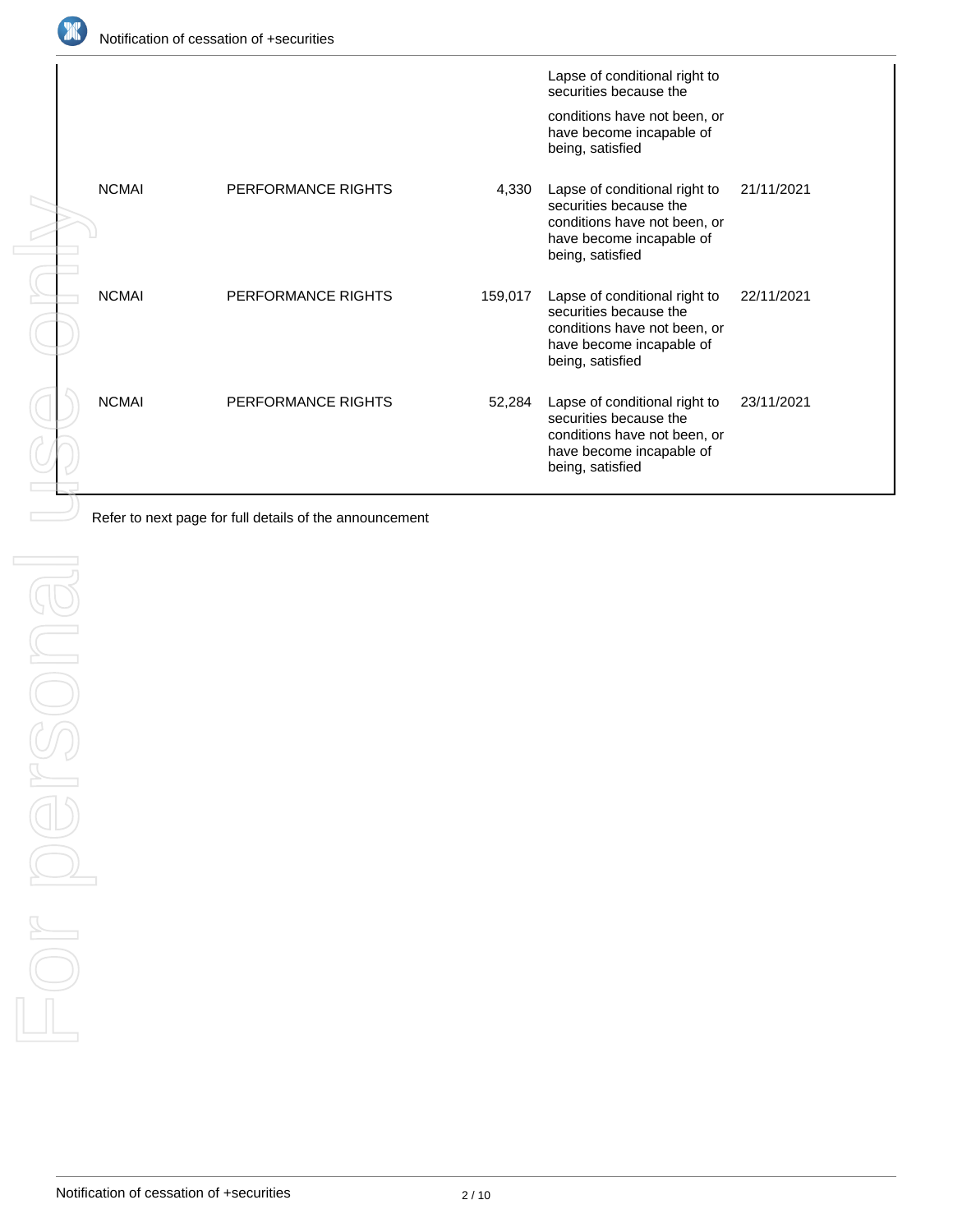| | | | | |
|---|---|---|---|---|
| | | | Lapse of conditional right to securities because the conditions have not been, or have become incapable of being, satisfied | |
| NCMAI | PERFORMANCE RIGHTS | 4,330 | Lapse of conditional right to securities because the conditions have not been, or have become incapable of being, satisfied | 21/11/2021 |
| NCMAI | PERFORMANCE RIGHTS | 159,017 | Lapse of conditional right to securities because the conditions have not been, or have become incapable of being, satisfied | 22/11/2021 |
| NCMAI | PERFORMANCE RIGHTS | 52,284 | Lapse of conditional right to securities because the conditions have not been, or have become incapable of being, satisfied | 23/11/2021 |

Refer to next page for full details of the announcement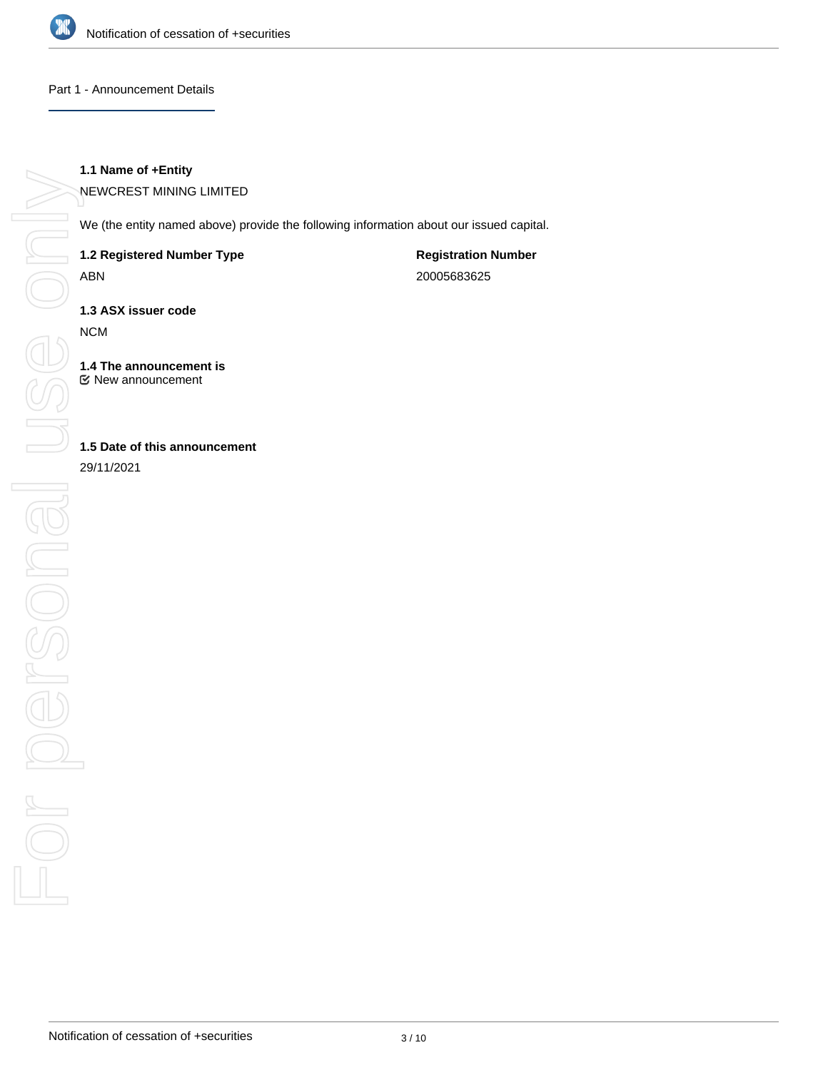## Part 1 - Announcement Details

**1.1 Name of +Entity**

NEWCREST MINING LIMITED

We (the entity named above) provide the following information about our issued capital.

**1.2 Registered Number Type**

ABN

**Registration Number**

20005683625

**1.3 ASX issuer code**

NCM

**1.4 The announcement is**

☑ New announcement

**1.5 Date of this announcement**

29/11/2021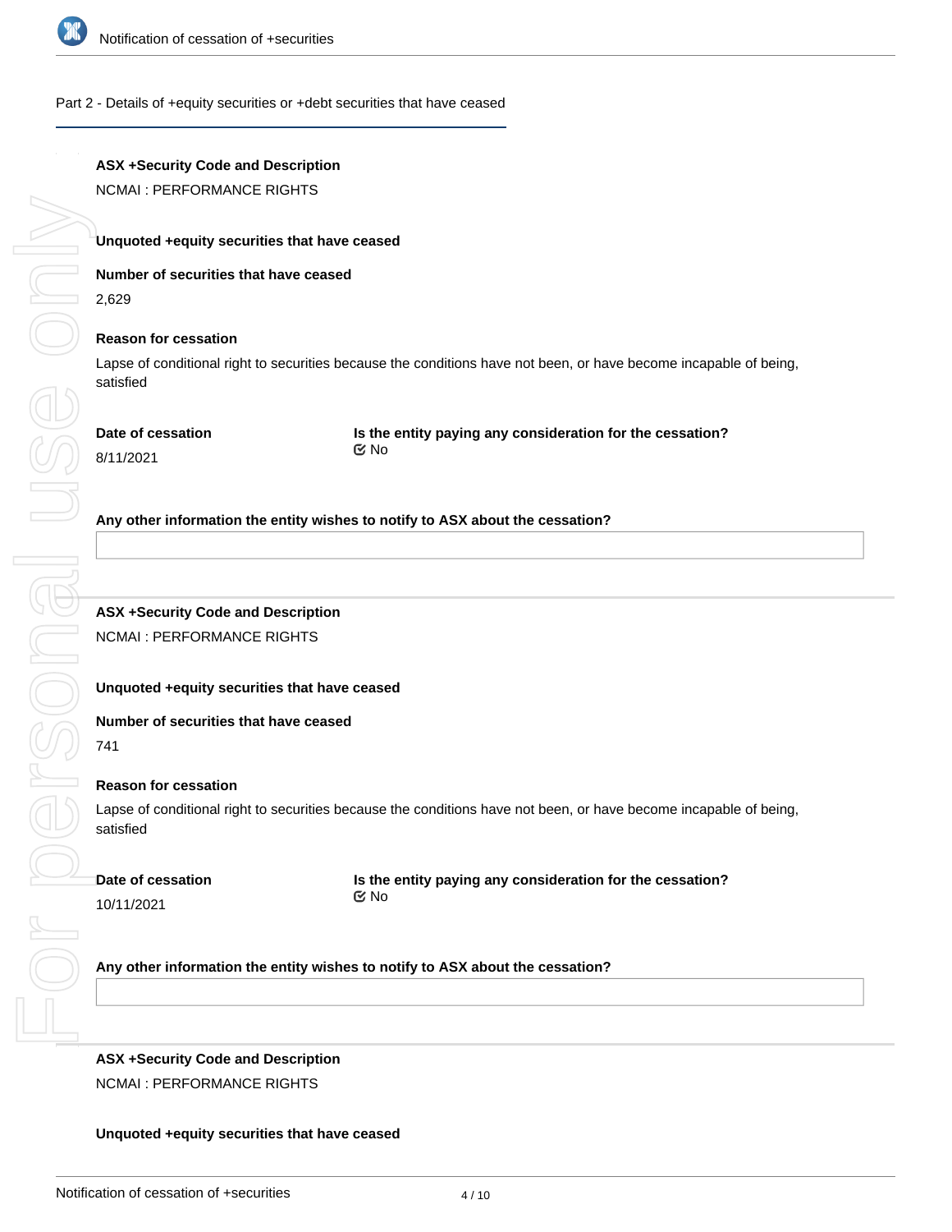Part 2 - Details of +equity securities or +debt securities that have ceased

**ASX +Security Code and Description**

NCMAI : PERFORMANCE RIGHTS

**Unquoted +equity securities that have ceased**

**Number of securities that have ceased**

2,629

**Reason for cessation**

Lapse of conditional right to securities because the conditions have not been, or have become incapable of being, satisfied

**Date of cessation**

8/11/2021

**Is the entity paying any consideration for the cessation?**

No

**Any other information the entity wishes to notify to ASX about the cessation?**

---

**ASX +Security Code and Description**

NCMAI : PERFORMANCE RIGHTS

**Unquoted +equity securities that have ceased**

**Number of securities that have ceased**

741

**Reason for cessation**

Lapse of conditional right to securities because the conditions have not been, or have become incapable of being, satisfied

**Date of cessation**

10/11/2021

**Is the entity paying any consideration for the cessation?**

No

**Any other information the entity wishes to notify to ASX about the cessation?**

---

**ASX +Security Code and Description**

NCMAI : PERFORMANCE RIGHTS

**Unquoted +equity securities that have ceased**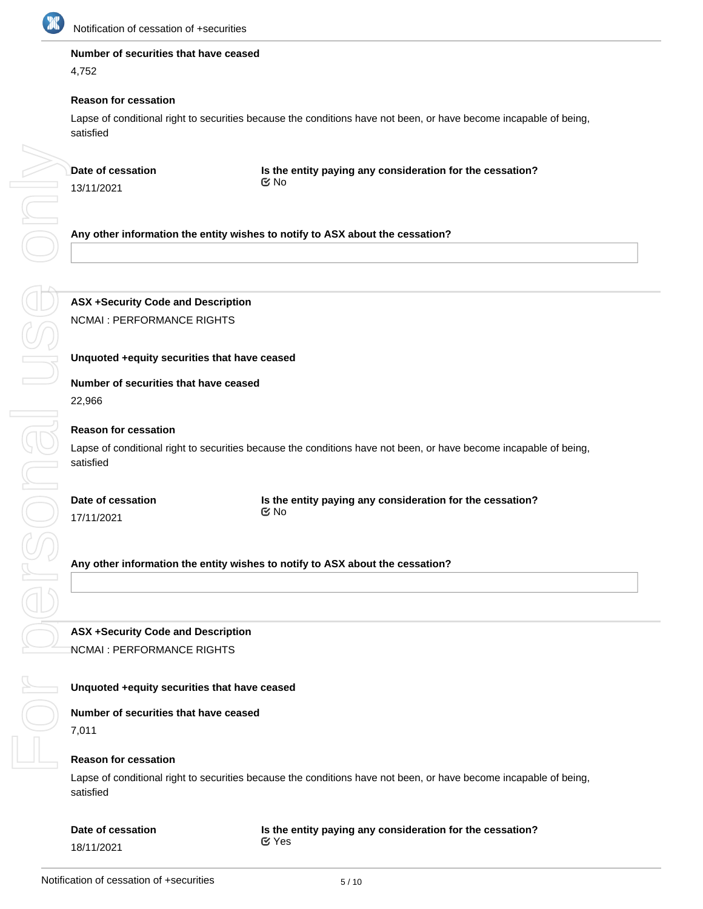**Number of securities that have ceased**

4,752

**Reason for cessation**

Lapse of conditional right to securities because the conditions have not been, or have become incapable of being, satisfied

**Date of cessation**

13/11/2021

**Is the entity paying any consideration for the cessation?**

No

**Any other information the entity wishes to notify to ASX about the cessation?**

---

**ASX +Security Code and Description**

NCMAI : PERFORMANCE RIGHTS

**Unquoted +equity securities that have ceased**

**Number of securities that have ceased**

22,966

**Reason for cessation**

Lapse of conditional right to securities because the conditions have not been, or have become incapable of being, satisfied

**Date of cessation**

17/11/2021

**Is the entity paying any consideration for the cessation?**

No

**Any other information the entity wishes to notify to ASX about the cessation?**

---

**ASX +Security Code and Description**

NCMAI : PERFORMANCE RIGHTS

**Unquoted +equity securities that have ceased**

**Number of securities that have ceased**

7,011

**Reason for cessation**

Lapse of conditional right to securities because the conditions have not been, or have become incapable of being, satisfied

**Date of cessation**

18/11/2021

**Is the entity paying any consideration for the cessation?**

Yes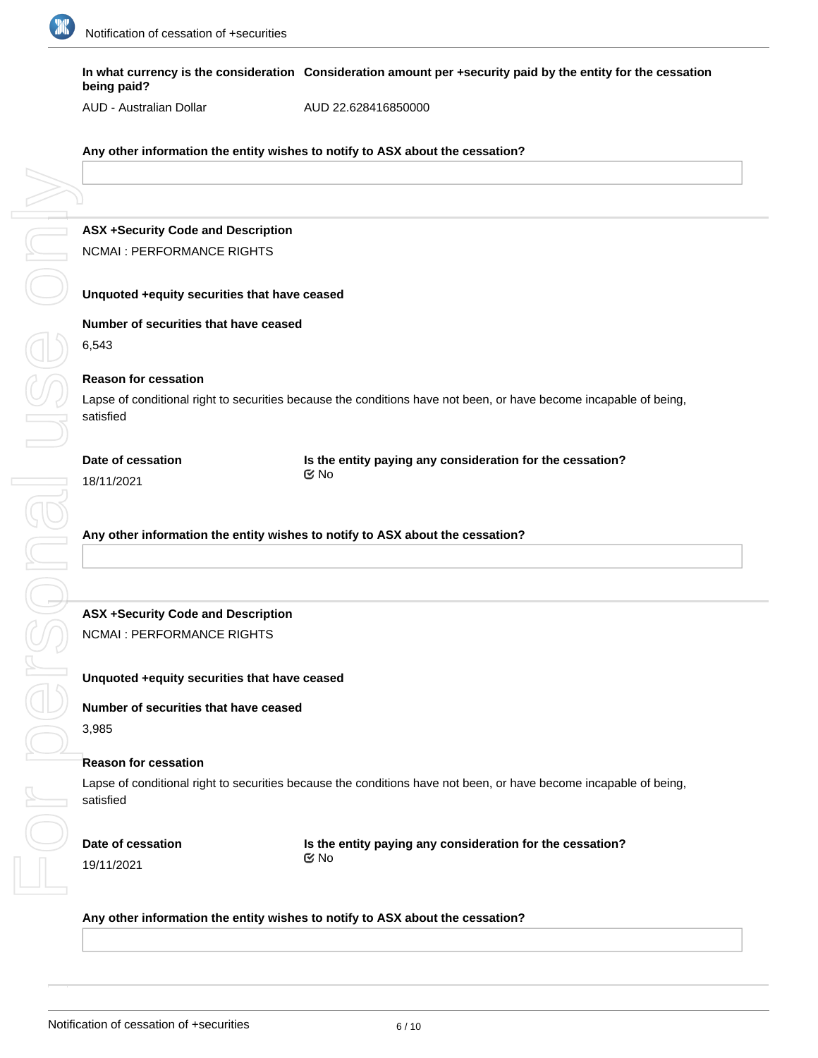**In what currency is the consideration being paid?**

AUD - Australian Dollar

**Consideration amount per +security paid by the entity for the cessation**

AUD 22.628416850000

**Any other information the entity wishes to notify to ASX about the cessation?**

---

**ASX +Security Code and Description**

NCMAI : PERFORMANCE RIGHTS

**Unquoted +equity securities that have ceased**

**Number of securities that have ceased**

6,543

**Reason for cessation**

Lapse of conditional right to securities because the conditions have not been, or have become incapable of being, satisfied

**Date of cessation**

18/11/2021

**Is the entity paying any consideration for the cessation?**

No

**Any other information the entity wishes to notify to ASX about the cessation?**

---

**ASX +Security Code and Description**

NCMAI : PERFORMANCE RIGHTS

**Unquoted +equity securities that have ceased**

**Number of securities that have ceased**

3,985

**Reason for cessation**

Lapse of conditional right to securities because the conditions have not been, or have become incapable of being, satisfied

**Date of cessation**

19/11/2021

**Is the entity paying any consideration for the cessation?**

No

**Any other information the entity wishes to notify to ASX about the cessation?**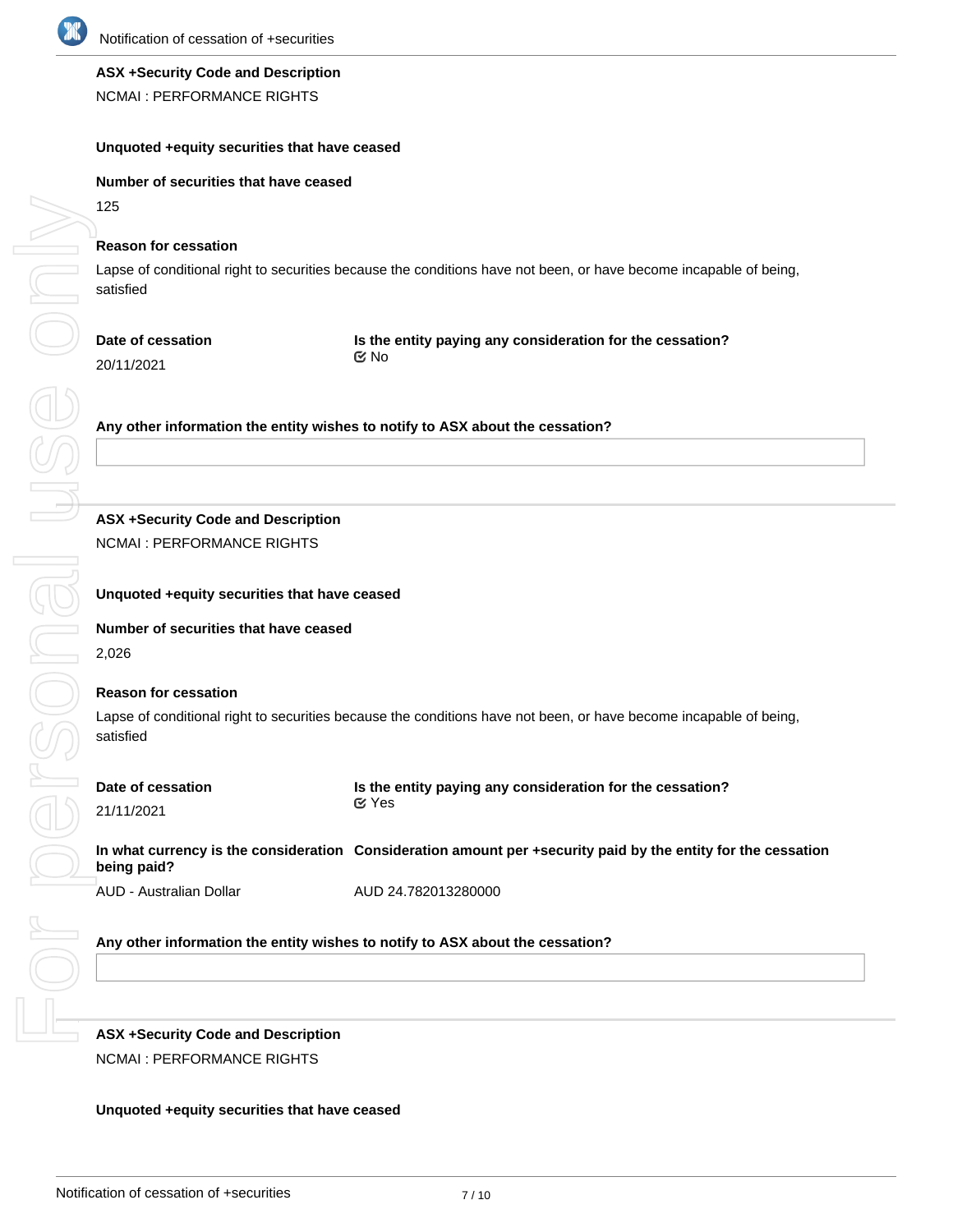**ASX +Security Code and Description**

NCMAI : PERFORMANCE RIGHTS

**Unquoted +equity securities that have ceased**

**Number of securities that have ceased**

125

**Reason for cessation**

Lapse of conditional right to securities because the conditions have not been, or have become incapable of being, satisfied

**Date of cessation**

20/11/2021

**Is the entity paying any consideration for the cessation?**

No

**Any other information the entity wishes to notify to ASX about the cessation?**

---

**ASX +Security Code and Description**

NCMAI : PERFORMANCE RIGHTS

**Unquoted +equity securities that have ceased**

**Number of securities that have ceased**

2,026

**Reason for cessation**

Lapse of conditional right to securities because the conditions have not been, or have become incapable of being, satisfied

**Date of cessation**

21/11/2021

**Is the entity paying any consideration for the cessation?**

Yes

**In what currency is the consideration being paid?**

AUD - Australian Dollar

**Consideration amount per +security paid by the entity for the cessation**

AUD 24.782013280000

**Any other information the entity wishes to notify to ASX about the cessation?**

---

**ASX +Security Code and Description**

NCMAI : PERFORMANCE RIGHTS

**Unquoted +equity securities that have ceased**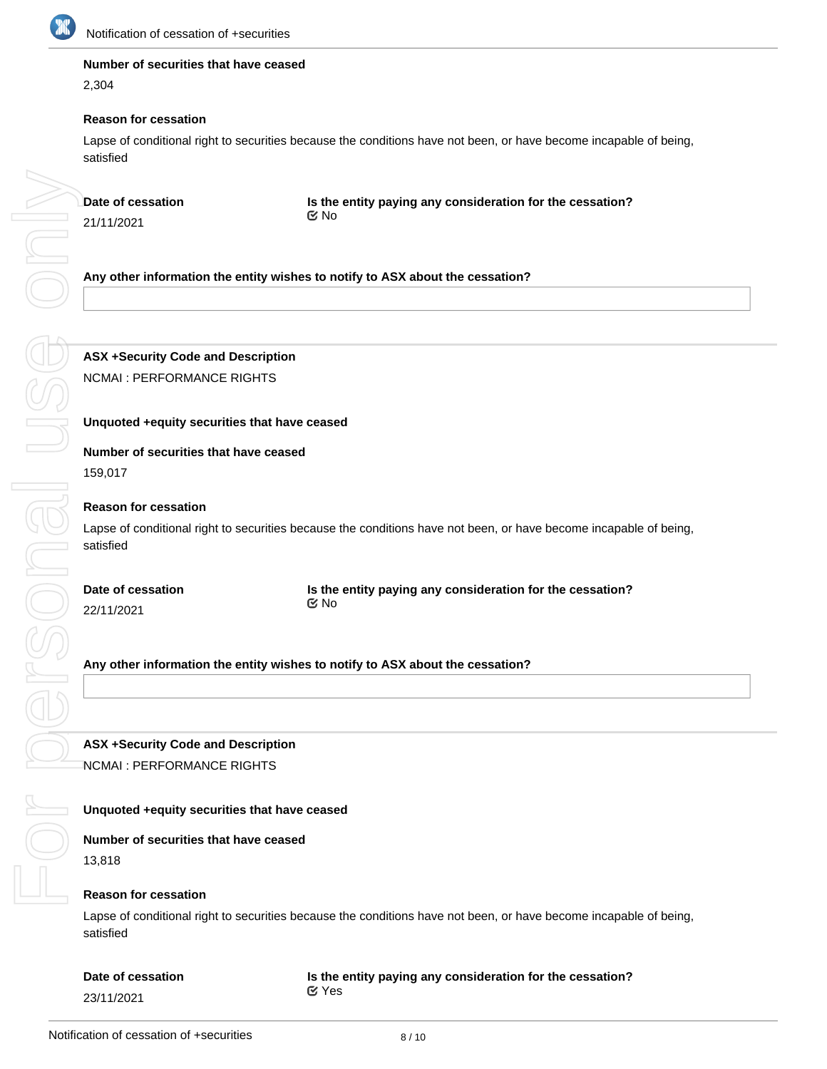**Number of securities that have ceased**

2,304

**Reason for cessation**

Lapse of conditional right to securities because the conditions have not been, or have become incapable of being, satisfied

**Date of cessation**

21/11/2021

**Is the entity paying any consideration for the cessation?**

No

**Any other information the entity wishes to notify to ASX about the cessation?**

---

**ASX +Security Code and Description**

NCMAI : PERFORMANCE RIGHTS

**Unquoted +equity securities that have ceased**

**Number of securities that have ceased**

159,017

**Reason for cessation**

Lapse of conditional right to securities because the conditions have not been, or have become incapable of being, satisfied

**Date of cessation**

22/11/2021

**Is the entity paying any consideration for the cessation?**

No

**Any other information the entity wishes to notify to ASX about the cessation?**

---

**ASX +Security Code and Description**

NCMAI : PERFORMANCE RIGHTS

**Unquoted +equity securities that have ceased**

**Number of securities that have ceased**

13,818

**Reason for cessation**

Lapse of conditional right to securities because the conditions have not been, or have become incapable of being, satisfied

**Date of cessation**

23/11/2021

**Is the entity paying any consideration for the cessation?**

Yes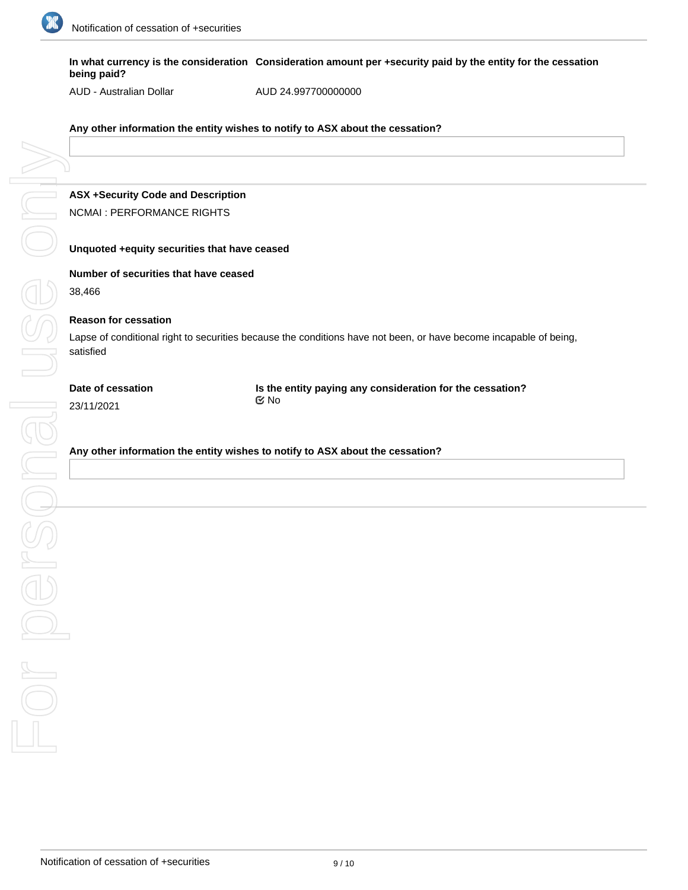**In what currency is the consideration being paid?**

AUD - Australian Dollar

**Consideration amount per +security paid by the entity for the cessation**

AUD 24.997700000000

**Any other information the entity wishes to notify to ASX about the cessation?**

---

**ASX +Security Code and Description**

NCMAI : PERFORMANCE RIGHTS

**Unquoted +equity securities that have ceased**

**Number of securities that have ceased**

38,466

**Reason for cessation**

Lapse of conditional right to securities because the conditions have not been, or have become incapable of being, satisfied

**Date of cessation**

23/11/2021

**Is the entity paying any consideration for the cessation?**

No

**Any other information the entity wishes to notify to ASX about the cessation?**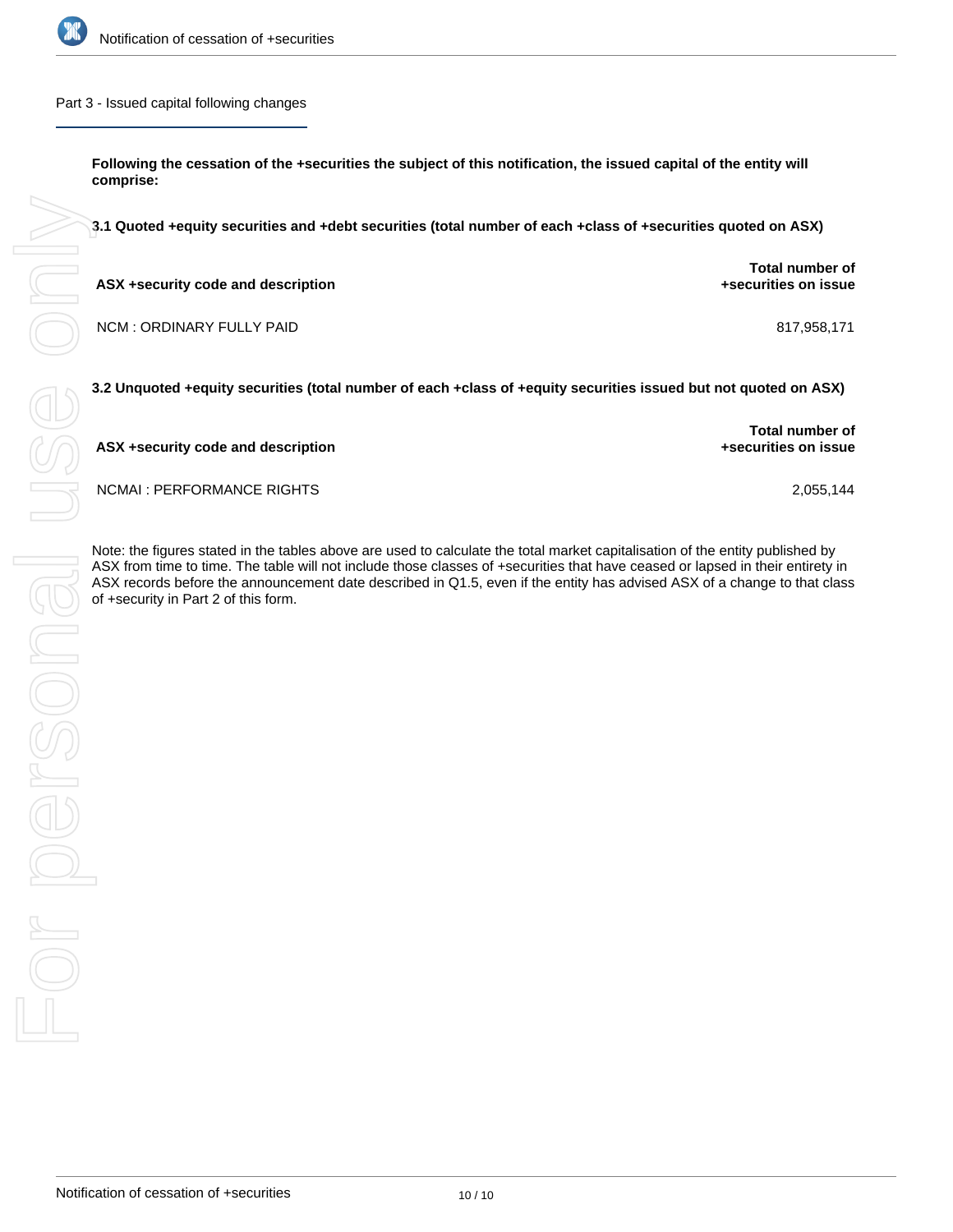## Part 3 - Issued capital following changes

**Following the cessation of the +securities the subject of this notification, the issued capital of the entity will comprise:**

**3.1 Quoted +equity securities and +debt securities (total number of each +class of +securities quoted on ASX)**

| ASX +security code and description | Total number of +securities on issue |
|---|---|
| NCM : ORDINARY FULLY PAID | 817,958,171 |

**3.2 Unquoted +equity securities (total number of each +class of +equity securities issued but not quoted on ASX)**

| ASX +security code and description | Total number of +securities on issue |
|---|---|
| NCMAI : PERFORMANCE RIGHTS | 2,055,144 |

Note: the figures stated in the tables above are used to calculate the total market capitalisation of the entity published by ASX from time to time. The table will not include those classes of +securities that have ceased or lapsed in their entirety in ASX records before the announcement date described in Q1.5, even if the entity has advised ASX of a change to that class of +security in Part 2 of this form.